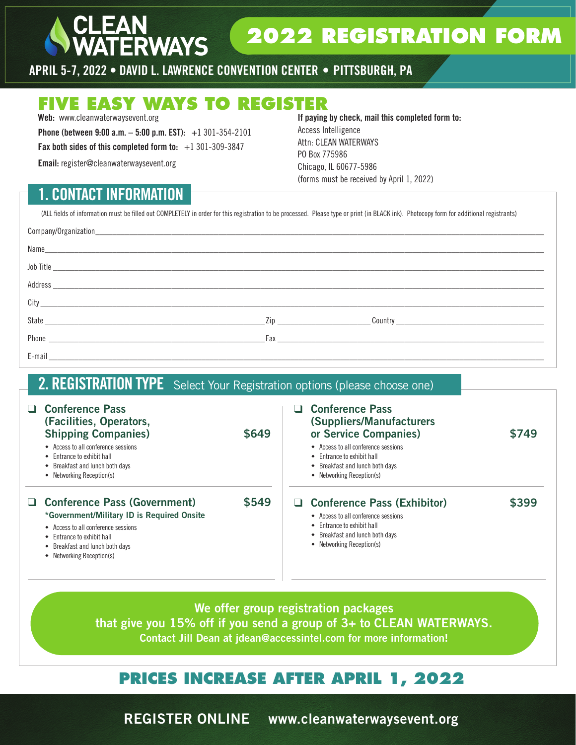# CLEAN WATERWAYS

# 2022 REGISTRATION FORM

**APRIL 5-7, 2022 • DAVID L. LAWRENCE CONVENTION CENTER • PITTSBURGH, PA**

## FIVE EASY WAYS TO REGISTER

**Web:** www.cleanwaterwaysevent.org

**Phone (between 9:00 a.m. – 5:00 p.m. EST):** +1 301-354-2101

**Fax both sides of this completed form to:** +1 301-309-3847

**Email:** register@cleanwaterwaysevent.org

**If paying by check, mail this completed form to:**
Access Intelligence
Attn: CLEAN WATERWAYS
PO Box 775986
Chicago, IL 60677-5986
(forms must be received by April 1, 2022)

## 1. CONTACT INFORMATION

(ALL fields of information must be filled out COMPLETELY in order for this registration to be processed. Please type or print (in BLACK ink). Photocopy form for additional registrants)

Company/Organization\_\_\_\_\_\_\_\_\_\_\_\_\_\_\_\_\_\_\_\_

Name\_\_\_\_\_\_\_\_\_\_\_\_\_\_\_\_\_\_\_\_

Job Title \_\_\_\_\_\_\_\_\_\_\_\_\_\_\_\_\_\_\_\_

Address \_\_\_\_\_\_\_\_\_\_\_\_\_\_\_\_\_\_\_\_

City \_\_\_\_\_\_\_\_\_\_\_\_\_\_\_\_\_\_\_\_

State \_\_\_\_\_\_\_\_\_\_ Zip \_\_\_\_\_\_\_\_\_\_ Country \_\_\_\_\_\_\_\_\_\_

Phone \_\_\_\_\_\_\_\_\_\_ Fax \_\_\_\_\_\_\_\_\_\_

E-mail \_\_\_\_\_\_\_\_\_\_\_\_\_\_\_\_\_\_\_\_

## 2. REGISTRATION TYPE

Select Your Registration options (please choose one)

☐ **Conference Pass (Facilities, Operators, Shipping Companies) — $649**
- Access to all conference sessions
- Entrance to exhibit hall
- Breakfast and lunch both days
- Networking Reception(s)

☐ **Conference Pass (Suppliers/Manufacturers or Service Companies) — $749**
- Access to all conference sessions
- Entrance to exhibit hall
- Breakfast and lunch both days
- Networking Reception(s)

☐ **Conference Pass (Government) — $549**

**\*Government/Military ID is Required Onsite**
- Access to all conference sessions
- Entrance to exhibit hall
- Breakfast and lunch both days
- Networking Reception(s)

☐ **Conference Pass (Exhibitor) — $399**
- Access to all conference sessions
- Entrance to exhibit hall
- Breakfast and lunch both days
- Networking Reception(s)

**We offer group registration packages that give you 15% off if you send a group of 3+ to CLEAN WATERWAYS. Contact Jill Dean at jdean@accessintel.com for more information!**

## PRICES INCREASE AFTER APRIL 1, 2022

**REGISTER ONLINE www.cleanwaterwaysevent.org**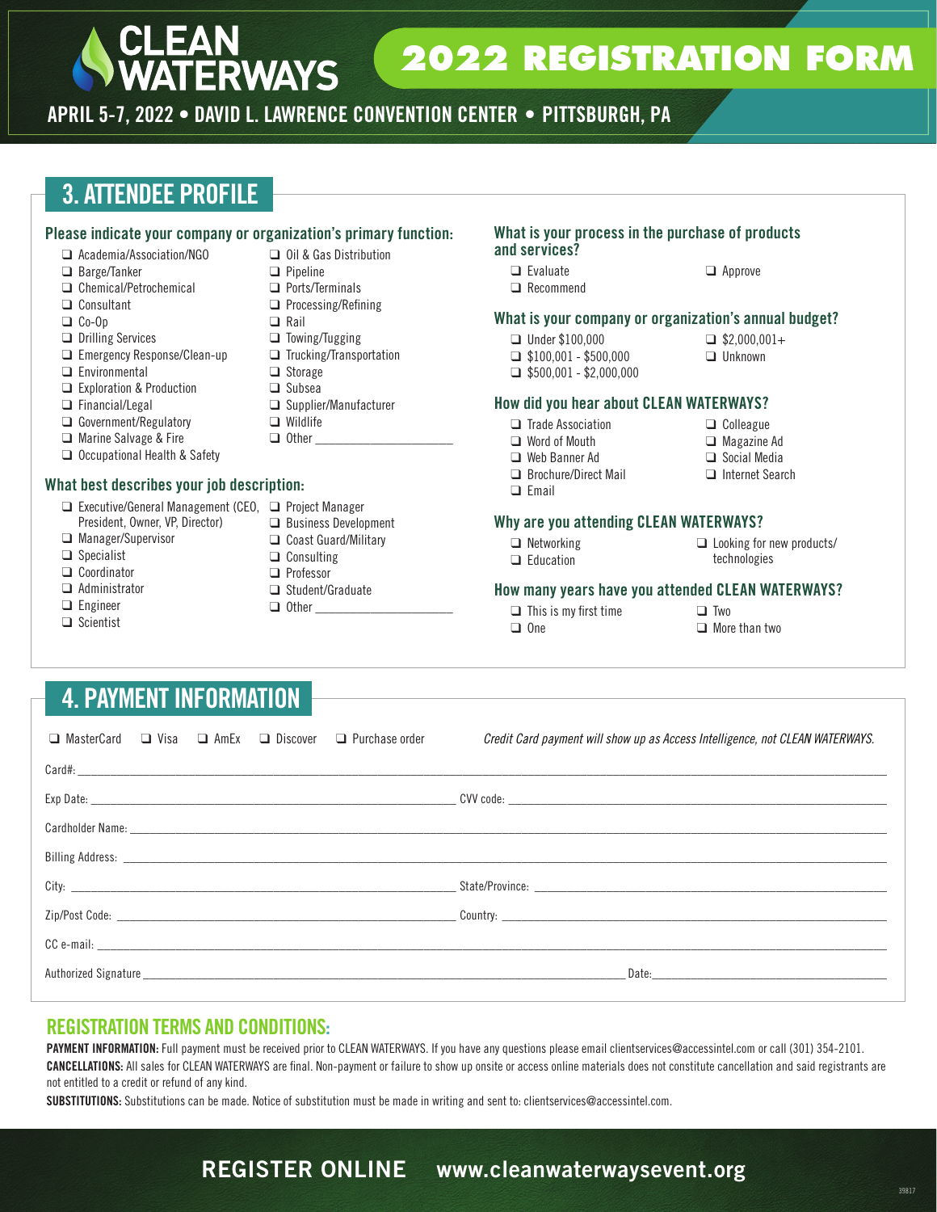# CLEAN WATERWAYS

# 2022 REGISTRATION FORM

APRIL 5-7, 2022 • DAVID L. LAWRENCE CONVENTION CENTER • PITTSBURGH, PA

## 3. ATTENDEE PROFILE

### Please indicate your company or organization's primary function:

- ❑ Academia/Association/NGO
- ❑ Barge/Tanker
- ❑ Chemical/Petrochemical
- ❑ Consultant
- ❑ Co-Op
- ❑ Drilling Services
- ❑ Emergency Response/Clean-up
- ❑ Environmental
- ❑ Exploration & Production
- ❑ Financial/Legal
- ❑ Government/Regulatory
- ❑ Marine Salvage & Fire
- ❑ Occupational Health & Safety
- ❑ Oil & Gas Distribution
- ❑ Pipeline
- ❑ Ports/Terminals
- ❑ Processing/Refining
- ❑ Rail
- ❑ Towing/Tugging
- ❑ Trucking/Transportation
- ❑ Storage
- ❑ Subsea
- ❑ Supplier/Manufacturer
- ❑ Wildlife
- ❑ Other ____________________

### What best describes your job description:

- ❑ Executive/General Management (CEO, President, Owner, VP, Director)
- ❑ Manager/Supervisor
- ❑ Specialist
- ❑ Coordinator
- ❑ Administrator
- ❑ Engineer
- ❑ Scientist
- ❑ Project Manager
- ❑ Business Development
- ❑ Coast Guard/Military
- ❑ Consulting
- ❑ Professor
- ❑ Student/Graduate
- ❑ Other ____________________

### What is your process in the purchase of products and services?

- ❑ Evaluate
- ❑ Recommend
- ❑ Approve

### What is your company or organization's annual budget?

- ❑ Under $100,000
- ❑ $100,001 - $500,000
- ❑ $500,001 - $2,000,000
- ❑ $2,000,001+
- ❑ Unknown

### How did you hear about CLEAN WATERWAYS?

- ❑ Trade Association
- ❑ Word of Mouth
- ❑ Web Banner Ad
- ❑ Brochure/Direct Mail
- ❑ Email
- ❑ Colleague
- ❑ Magazine Ad
- ❑ Social Media
- ❑ Internet Search

### Why are you attending CLEAN WATERWAYS?

- ❑ Networking
- ❑ Education
- ❑ Looking for new products/technologies

### How many years have you attended CLEAN WATERWAYS?

- ❑ This is my first time
- ❑ One
- ❑ Two
- ❑ More than two

## 4. PAYMENT INFORMATION

❑ MasterCard ❑ Visa ❑ AmEx ❑ Discover ❑ Purchase order

*Credit Card payment will show up as Access Intelligence, not CLEAN WATERWAYS.*

Card#: ____________________

Exp Date: ____________________ CVV code: ____________________

Cardholder Name: ____________________

Billing Address: ____________________

City: ____________________ State/Province: ____________________

Zip/Post Code: ____________________ Country: ____________________

CC e-mail: ____________________

Authorized Signature ____________________ Date: ____________________

## REGISTRATION TERMS AND CONDITIONS:

**PAYMENT INFORMATION:** Full payment must be received prior to CLEAN WATERWAYS. If you have any questions please email clientservices@accessintel.com or call (301) 354-2101.

**CANCELLATIONS:** All sales for CLEAN WATERWAYS are final. Non-payment or failure to show up onsite or access online materials does not constitute cancellation and said registrants are not entitled to a credit or refund of any kind.

**SUBSTITUTIONS:** Substitutions can be made. Notice of substitution must be made in writing and sent to: clientservices@accessintel.com.

**REGISTER ONLINE www.cleanwaterwaysevent.org**

39817